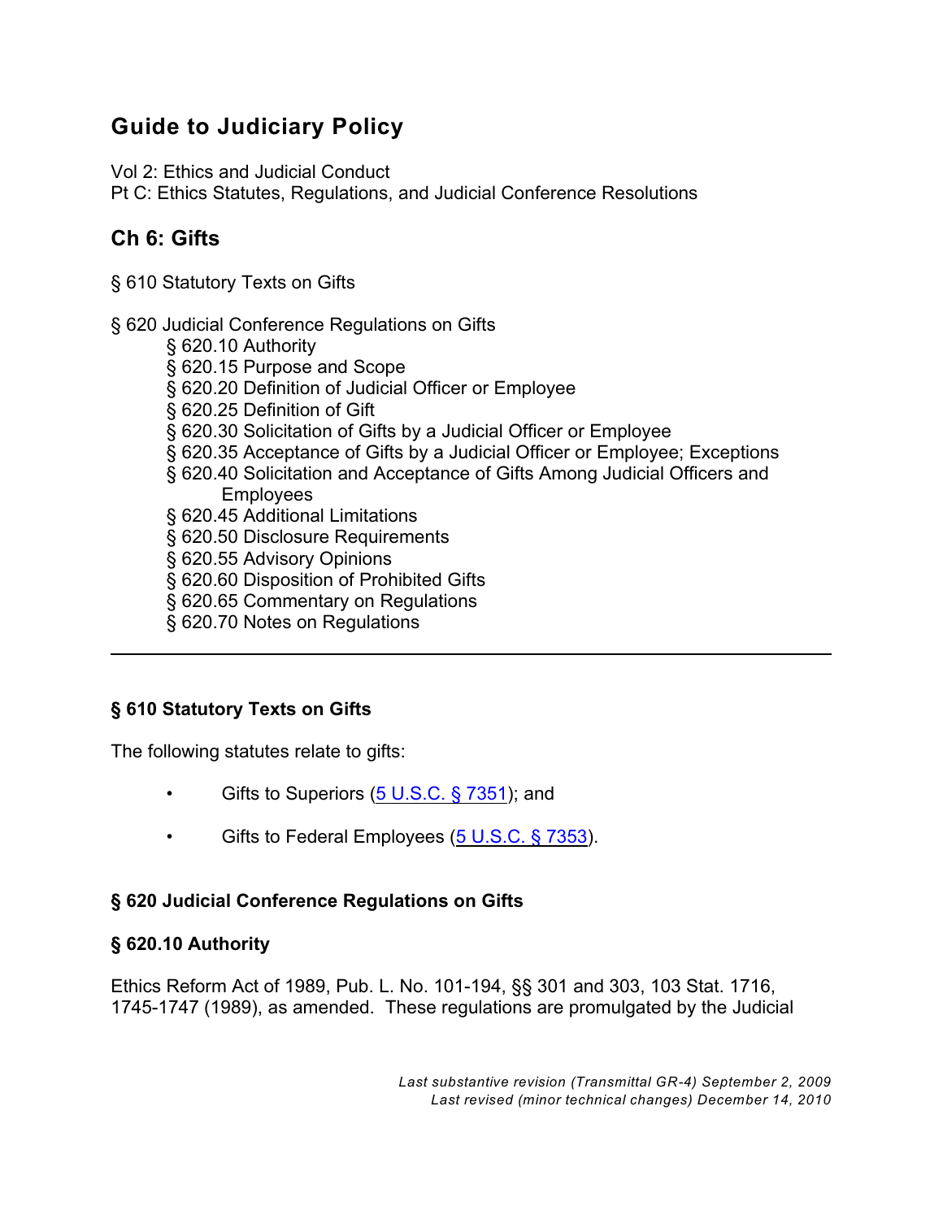# Guide to Judiciary Policy

Vol 2: Ethics and Judicial Conduct
Pt C: Ethics Statutes, Regulations, and Judicial Conference Resolutions

## Ch 6: Gifts

§ 610 Statutory Texts on Gifts

§ 620 Judicial Conference Regulations on Gifts
- § 620.10 Authority
- § 620.15 Purpose and Scope
- § 620.20 Definition of Judicial Officer or Employee
- § 620.25 Definition of Gift
- § 620.30 Solicitation of Gifts by a Judicial Officer or Employee
- § 620.35 Acceptance of Gifts by a Judicial Officer or Employee; Exceptions
- § 620.40 Solicitation and Acceptance of Gifts Among Judicial Officers and Employees
- § 620.45 Additional Limitations
- § 620.50 Disclosure Requirements
- § 620.55 Advisory Opinions
- § 620.60 Disposition of Prohibited Gifts
- § 620.65 Commentary on Regulations
- § 620.70 Notes on Regulations

---

### § 610 Statutory Texts on Gifts

The following statutes relate to gifts:

- Gifts to Superiors (5 U.S.C. § 7351); and
- Gifts to Federal Employees (5 U.S.C. § 7353).

### § 620 Judicial Conference Regulations on Gifts

### § 620.10 Authority

Ethics Reform Act of 1989, Pub. L. No. 101-194, §§ 301 and 303, 103 Stat. 1716, 1745-1747 (1989), as amended. These regulations are promulgated by the Judicial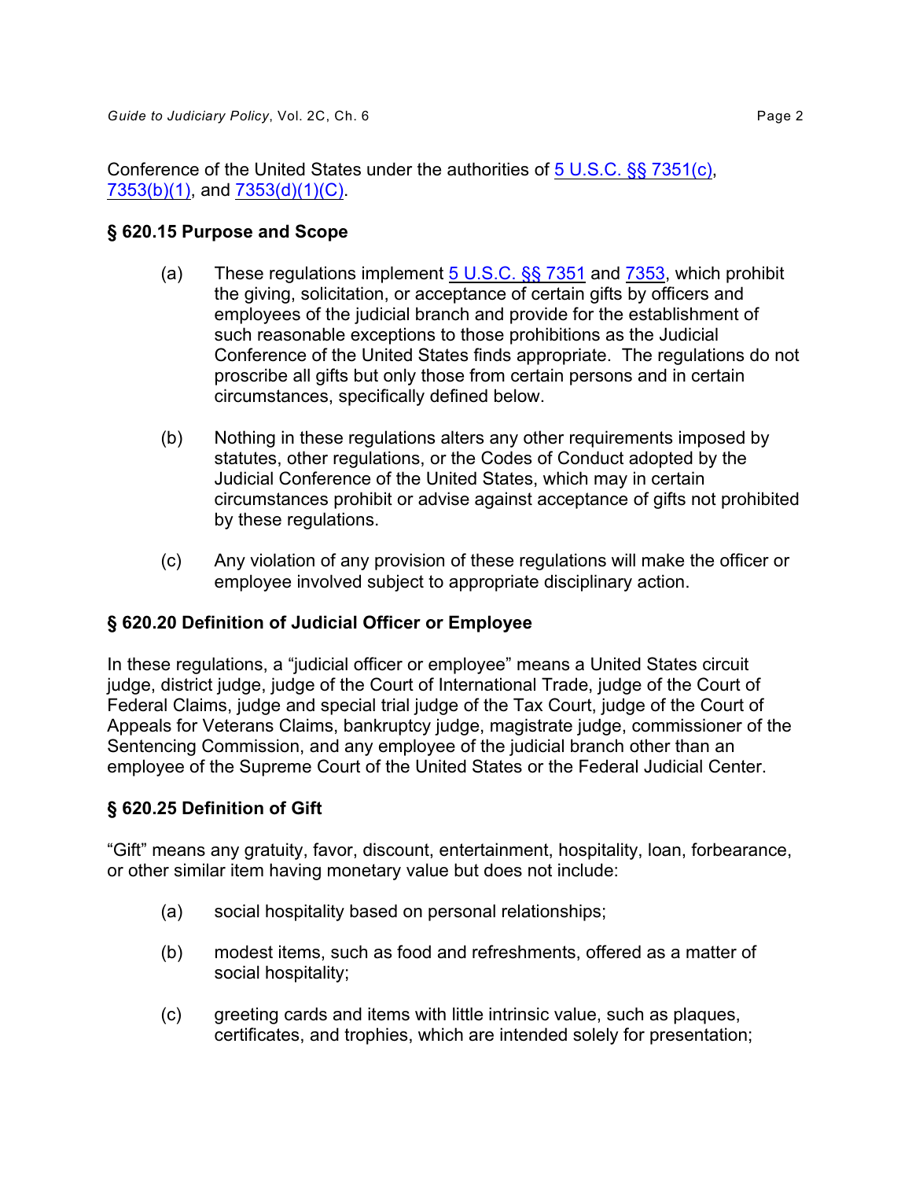Conference of the United States under the authorities of 5 U.S.C. §§ 7351(c), 7353(b)(1), and 7353(d)(1)(C).

### § 620.15 Purpose and Scope

(a) These regulations implement 5 U.S.C. §§ 7351 and 7353, which prohibit the giving, solicitation, or acceptance of certain gifts by officers and employees of the judicial branch and provide for the establishment of such reasonable exceptions to those prohibitions as the Judicial Conference of the United States finds appropriate. The regulations do not proscribe all gifts but only those from certain persons and in certain circumstances, specifically defined below.

(b) Nothing in these regulations alters any other requirements imposed by statutes, other regulations, or the Codes of Conduct adopted by the Judicial Conference of the United States, which may in certain circumstances prohibit or advise against acceptance of gifts not prohibited by these regulations.

(c) Any violation of any provision of these regulations will make the officer or employee involved subject to appropriate disciplinary action.

### § 620.20 Definition of Judicial Officer or Employee

In these regulations, a "judicial officer or employee" means a United States circuit judge, district judge, judge of the Court of International Trade, judge of the Court of Federal Claims, judge and special trial judge of the Tax Court, judge of the Court of Appeals for Veterans Claims, bankruptcy judge, magistrate judge, commissioner of the Sentencing Commission, and any employee of the judicial branch other than an employee of the Supreme Court of the United States or the Federal Judicial Center.

### § 620.25 Definition of Gift

"Gift" means any gratuity, favor, discount, entertainment, hospitality, loan, forbearance, or other similar item having monetary value but does not include:

(a) social hospitality based on personal relationships;

(b) modest items, such as food and refreshments, offered as a matter of social hospitality;

(c) greeting cards and items with little intrinsic value, such as plaques, certificates, and trophies, which are intended solely for presentation;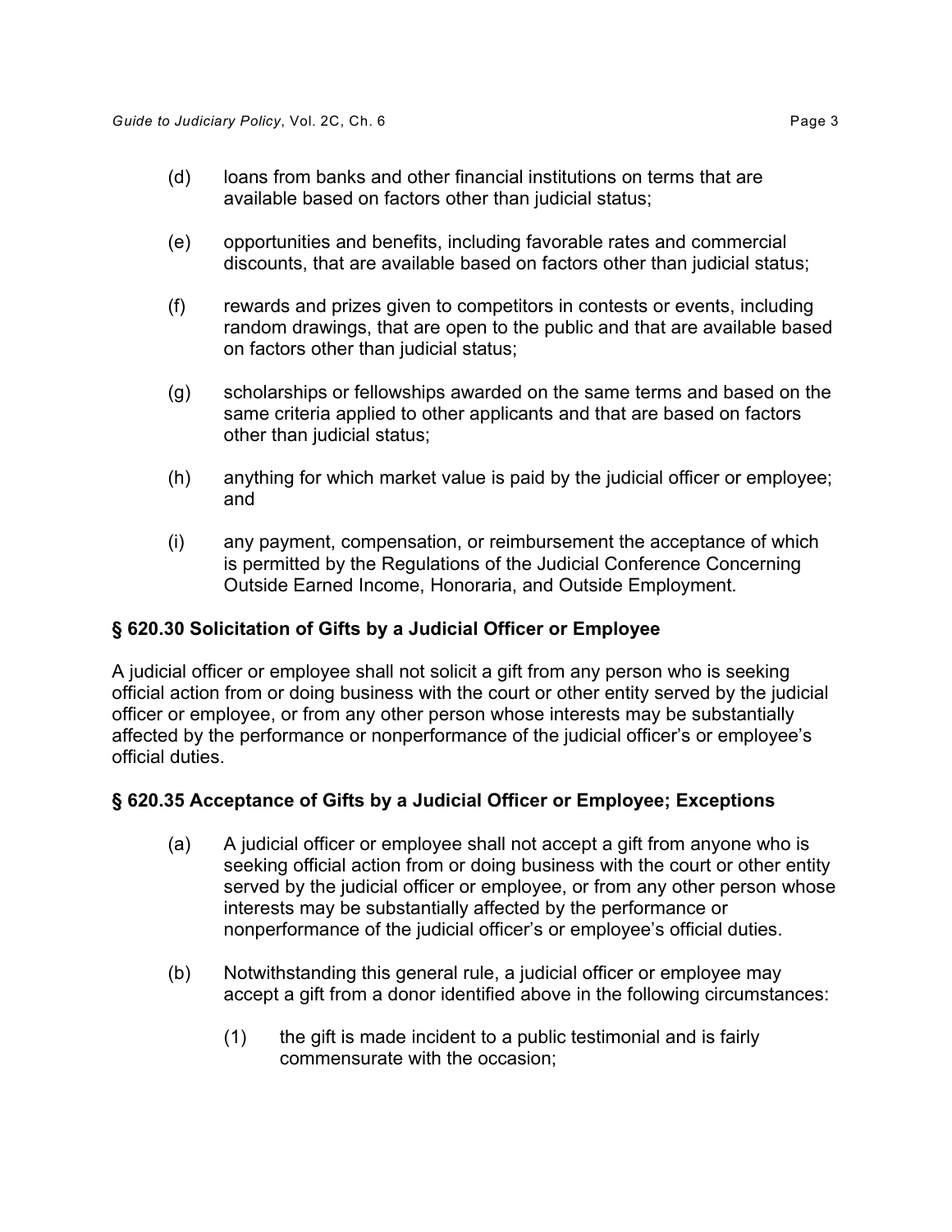(d) loans from banks and other financial institutions on terms that are available based on factors other than judicial status;

(e) opportunities and benefits, including favorable rates and commercial discounts, that are available based on factors other than judicial status;

(f) rewards and prizes given to competitors in contests or events, including random drawings, that are open to the public and that are available based on factors other than judicial status;

(g) scholarships or fellowships awarded on the same terms and based on the same criteria applied to other applicants and that are based on factors other than judicial status;

(h) anything for which market value is paid by the judicial officer or employee; and

(i) any payment, compensation, or reimbursement the acceptance of which is permitted by the Regulations of the Judicial Conference Concerning Outside Earned Income, Honoraria, and Outside Employment.

### § 620.30 Solicitation of Gifts by a Judicial Officer or Employee

A judicial officer or employee shall not solicit a gift from any person who is seeking official action from or doing business with the court or other entity served by the judicial officer or employee, or from any other person whose interests may be substantially affected by the performance or nonperformance of the judicial officer's or employee's official duties.

### § 620.35 Acceptance of Gifts by a Judicial Officer or Employee; Exceptions

(a) A judicial officer or employee shall not accept a gift from anyone who is seeking official action from or doing business with the court or other entity served by the judicial officer or employee, or from any other person whose interests may be substantially affected by the performance or nonperformance of the judicial officer's or employee's official duties.

(b) Notwithstanding this general rule, a judicial officer or employee may accept a gift from a donor identified above in the following circumstances:

  (1) the gift is made incident to a public testimonial and is fairly commensurate with the occasion;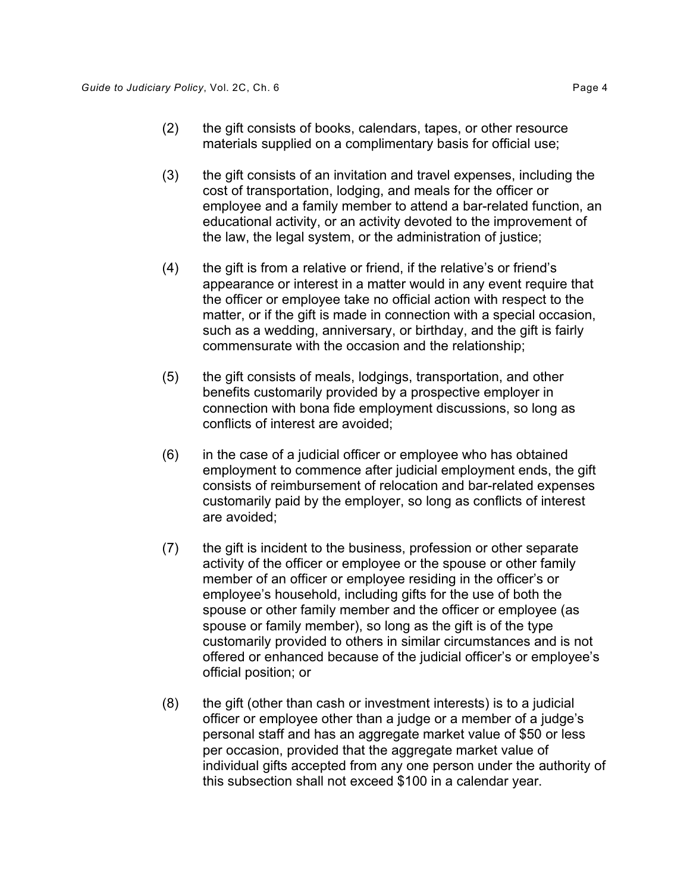(2) the gift consists of books, calendars, tapes, or other resource materials supplied on a complimentary basis for official use;

(3) the gift consists of an invitation and travel expenses, including the cost of transportation, lodging, and meals for the officer or employee and a family member to attend a bar-related function, an educational activity, or an activity devoted to the improvement of the law, the legal system, or the administration of justice;

(4) the gift is from a relative or friend, if the relative's or friend's appearance or interest in a matter would in any event require that the officer or employee take no official action with respect to the matter, or if the gift is made in connection with a special occasion, such as a wedding, anniversary, or birthday, and the gift is fairly commensurate with the occasion and the relationship;

(5) the gift consists of meals, lodgings, transportation, and other benefits customarily provided by a prospective employer in connection with bona fide employment discussions, so long as conflicts of interest are avoided;

(6) in the case of a judicial officer or employee who has obtained employment to commence after judicial employment ends, the gift consists of reimbursement of relocation and bar-related expenses customarily paid by the employer, so long as conflicts of interest are avoided;

(7) the gift is incident to the business, profession or other separate activity of the officer or employee or the spouse or other family member of an officer or employee residing in the officer's or employee's household, including gifts for the use of both the spouse or other family member and the officer or employee (as spouse or family member), so long as the gift is of the type customarily provided to others in similar circumstances and is not offered or enhanced because of the judicial officer's or employee's official position; or

(8) the gift (other than cash or investment interests) is to a judicial officer or employee other than a judge or a member of a judge's personal staff and has an aggregate market value of $50 or less per occasion, provided that the aggregate market value of individual gifts accepted from any one person under the authority of this subsection shall not exceed $100 in a calendar year.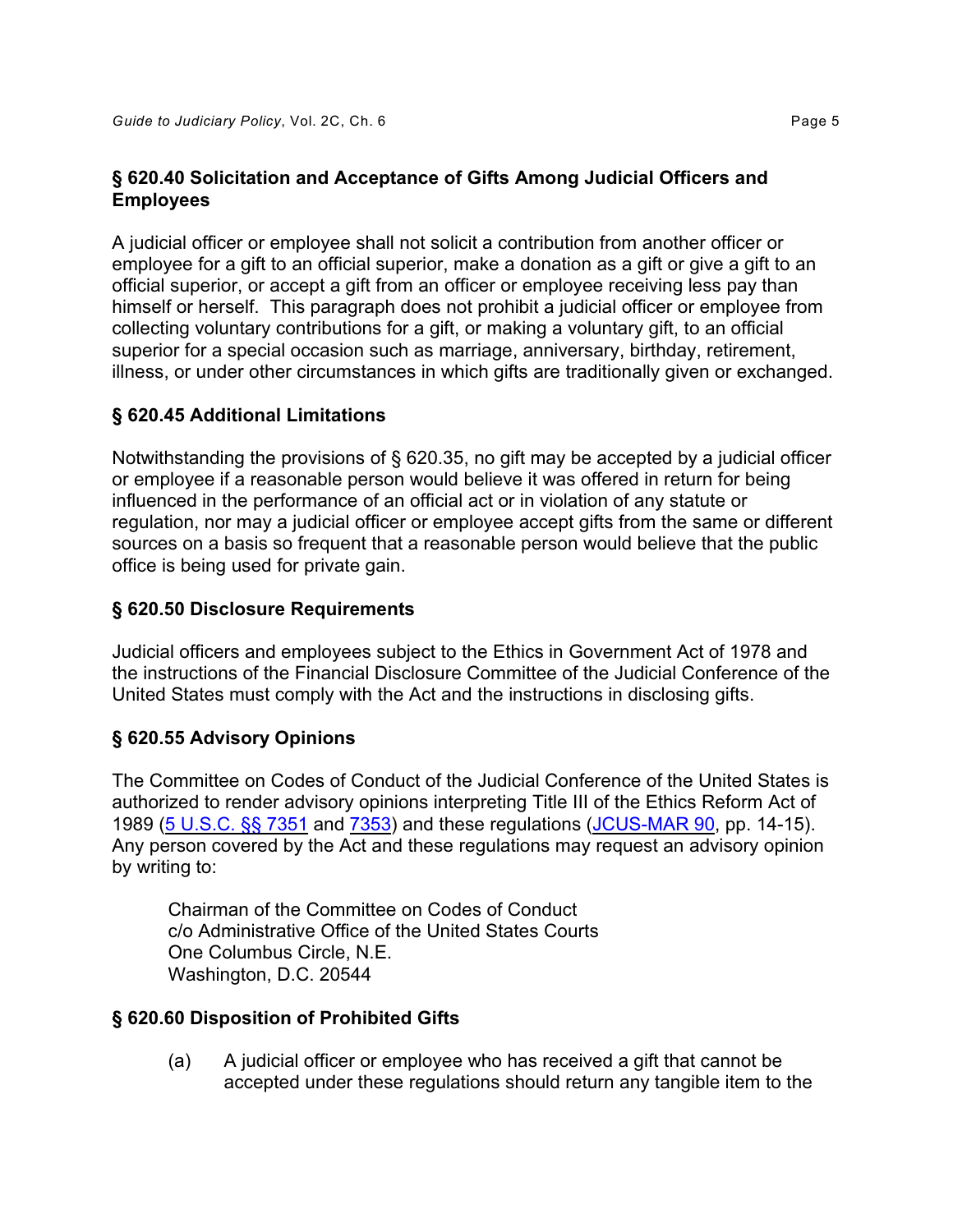## § 620.40 Solicitation and Acceptance of Gifts Among Judicial Officers and Employees

A judicial officer or employee shall not solicit a contribution from another officer or employee for a gift to an official superior, make a donation as a gift or give a gift to an official superior, or accept a gift from an officer or employee receiving less pay than himself or herself. This paragraph does not prohibit a judicial officer or employee from collecting voluntary contributions for a gift, or making a voluntary gift, to an official superior for a special occasion such as marriage, anniversary, birthday, retirement, illness, or under other circumstances in which gifts are traditionally given or exchanged.

## § 620.45 Additional Limitations

Notwithstanding the provisions of § 620.35, no gift may be accepted by a judicial officer or employee if a reasonable person would believe it was offered in return for being influenced in the performance of an official act or in violation of any statute or regulation, nor may a judicial officer or employee accept gifts from the same or different sources on a basis so frequent that a reasonable person would believe that the public office is being used for private gain.

## § 620.50 Disclosure Requirements

Judicial officers and employees subject to the Ethics in Government Act of 1978 and the instructions of the Financial Disclosure Committee of the Judicial Conference of the United States must comply with the Act and the instructions in disclosing gifts.

## § 620.55 Advisory Opinions

The Committee on Codes of Conduct of the Judicial Conference of the United States is authorized to render advisory opinions interpreting Title III of the Ethics Reform Act of 1989 (5 U.S.C. §§ 7351 and 7353) and these regulations (JCUS-MAR 90, pp. 14-15). Any person covered by the Act and these regulations may request an advisory opinion by writing to:

> Chairman of the Committee on Codes of Conduct
> c/o Administrative Office of the United States Courts
> One Columbus Circle, N.E.
> Washington, D.C. 20544

## § 620.60 Disposition of Prohibited Gifts

(a) A judicial officer or employee who has received a gift that cannot be accepted under these regulations should return any tangible item to the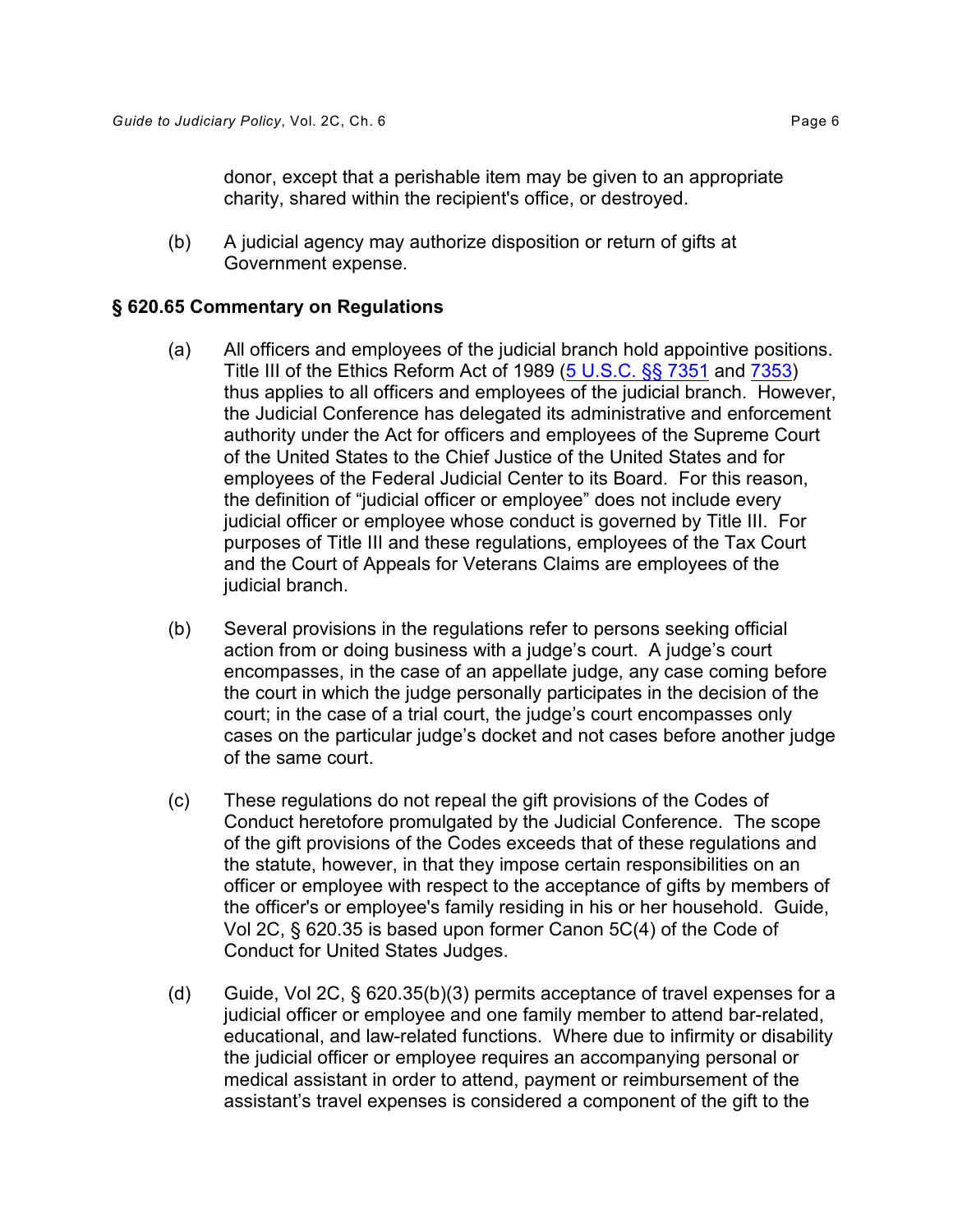donor, except that a perishable item may be given to an appropriate charity, shared within the recipient's office, or destroyed.

(b) A judicial agency may authorize disposition or return of gifts at Government expense.

## § 620.65 Commentary on Regulations

(a) All officers and employees of the judicial branch hold appointive positions. Title III of the Ethics Reform Act of 1989 (5 U.S.C. §§ 7351 and 7353) thus applies to all officers and employees of the judicial branch. However, the Judicial Conference has delegated its administrative and enforcement authority under the Act for officers and employees of the Supreme Court of the United States to the Chief Justice of the United States and for employees of the Federal Judicial Center to its Board. For this reason, the definition of "judicial officer or employee" does not include every judicial officer or employee whose conduct is governed by Title III. For purposes of Title III and these regulations, employees of the Tax Court and the Court of Appeals for Veterans Claims are employees of the judicial branch.

(b) Several provisions in the regulations refer to persons seeking official action from or doing business with a judge's court. A judge's court encompasses, in the case of an appellate judge, any case coming before the court in which the judge personally participates in the decision of the court; in the case of a trial court, the judge's court encompasses only cases on the particular judge's docket and not cases before another judge of the same court.

(c) These regulations do not repeal the gift provisions of the Codes of Conduct heretofore promulgated by the Judicial Conference. The scope of the gift provisions of the Codes exceeds that of these regulations and the statute, however, in that they impose certain responsibilities on an officer or employee with respect to the acceptance of gifts by members of the officer's or employee's family residing in his or her household. Guide, Vol 2C, § 620.35 is based upon former Canon 5C(4) of the Code of Conduct for United States Judges.

(d) Guide, Vol 2C, § 620.35(b)(3) permits acceptance of travel expenses for a judicial officer or employee and one family member to attend bar-related, educational, and law-related functions. Where due to infirmity or disability the judicial officer or employee requires an accompanying personal or medical assistant in order to attend, payment or reimbursement of the assistant's travel expenses is considered a component of the gift to the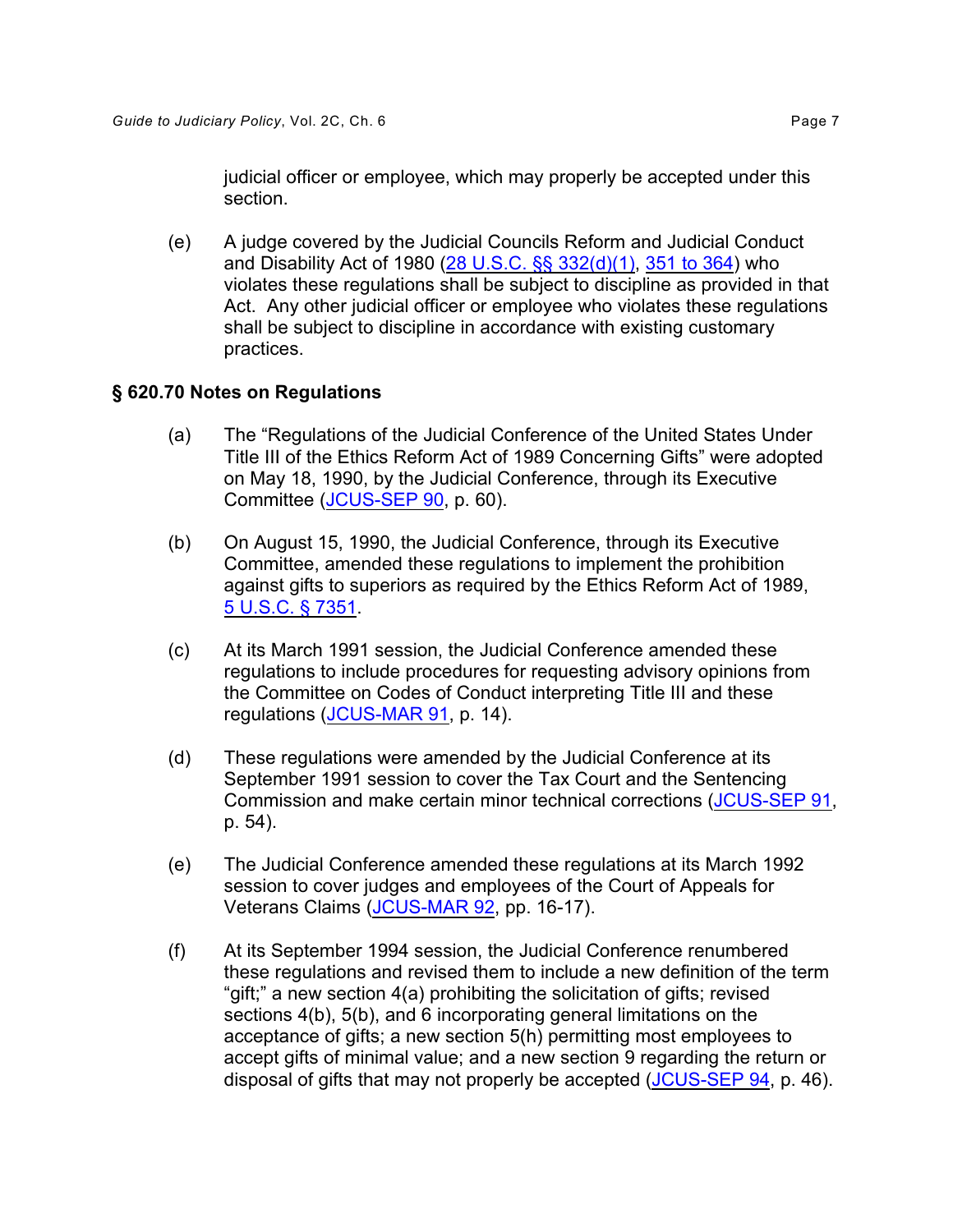judicial officer or employee, which may properly be accepted under this section.

(e) A judge covered by the Judicial Councils Reform and Judicial Conduct and Disability Act of 1980 (28 U.S.C. §§ 332(d)(1), 351 to 364) who violates these regulations shall be subject to discipline as provided in that Act. Any other judicial officer or employee who violates these regulations shall be subject to discipline in accordance with existing customary practices.

## § 620.70 Notes on Regulations

(a) The "Regulations of the Judicial Conference of the United States Under Title III of the Ethics Reform Act of 1989 Concerning Gifts" were adopted on May 18, 1990, by the Judicial Conference, through its Executive Committee (JCUS-SEP 90, p. 60).

(b) On August 15, 1990, the Judicial Conference, through its Executive Committee, amended these regulations to implement the prohibition against gifts to superiors as required by the Ethics Reform Act of 1989, 5 U.S.C. § 7351.

(c) At its March 1991 session, the Judicial Conference amended these regulations to include procedures for requesting advisory opinions from the Committee on Codes of Conduct interpreting Title III and these regulations (JCUS-MAR 91, p. 14).

(d) These regulations were amended by the Judicial Conference at its September 1991 session to cover the Tax Court and the Sentencing Commission and make certain minor technical corrections (JCUS-SEP 91, p. 54).

(e) The Judicial Conference amended these regulations at its March 1992 session to cover judges and employees of the Court of Appeals for Veterans Claims (JCUS-MAR 92, pp. 16-17).

(f) At its September 1994 session, the Judicial Conference renumbered these regulations and revised them to include a new definition of the term "gift;" a new section 4(a) prohibiting the solicitation of gifts; revised sections 4(b), 5(b), and 6 incorporating general limitations on the acceptance of gifts; a new section 5(h) permitting most employees to accept gifts of minimal value; and a new section 9 regarding the return or disposal of gifts that may not properly be accepted (JCUS-SEP 94, p. 46).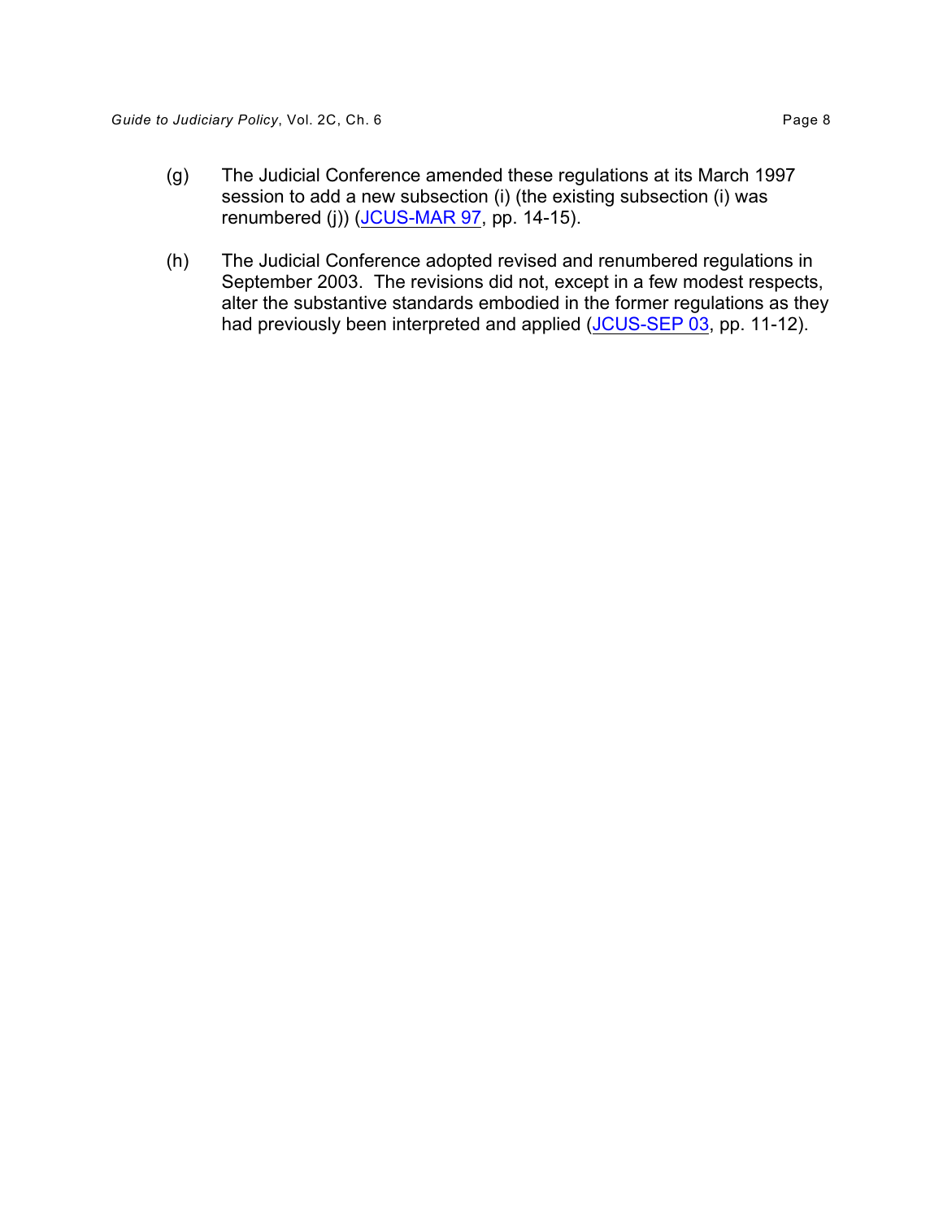(g) The Judicial Conference amended these regulations at its March 1997 session to add a new subsection (i) (the existing subsection (i) was renumbered (j)) (JCUS-MAR 97, pp. 14-15).

(h) The Judicial Conference adopted revised and renumbered regulations in September 2003. The revisions did not, except in a few modest respects, alter the substantive standards embodied in the former regulations as they had previously been interpreted and applied (JCUS-SEP 03, pp. 11-12).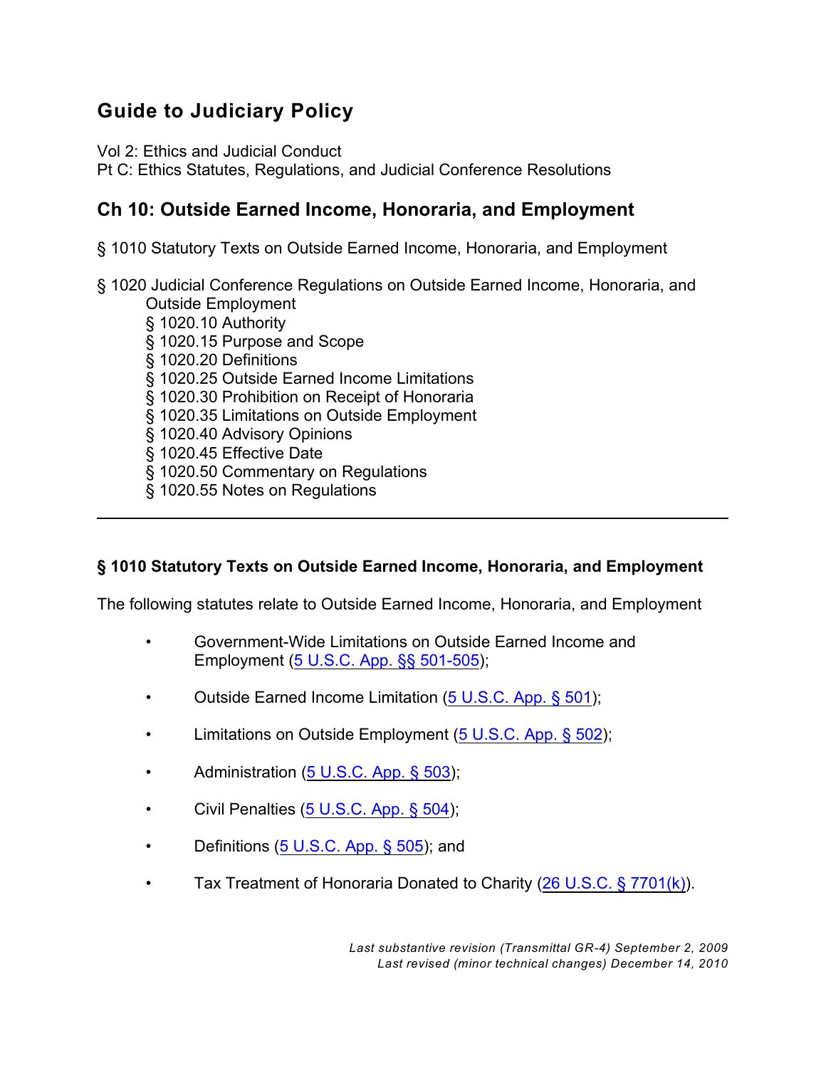# Guide to Judiciary Policy

Vol 2: Ethics and Judicial Conduct
Pt C: Ethics Statutes, Regulations, and Judicial Conference Resolutions

## Ch 10: Outside Earned Income, Honoraria, and Employment

§ 1010 Statutory Texts on Outside Earned Income, Honoraria, and Employment

§ 1020 Judicial Conference Regulations on Outside Earned Income, Honoraria, and Outside Employment
- § 1020.10 Authority
- § 1020.15 Purpose and Scope
- § 1020.20 Definitions
- § 1020.25 Outside Earned Income Limitations
- § 1020.30 Prohibition on Receipt of Honoraria
- § 1020.35 Limitations on Outside Employment
- § 1020.40 Advisory Opinions
- § 1020.45 Effective Date
- § 1020.50 Commentary on Regulations
- § 1020.55 Notes on Regulations

---

### § 1010 Statutory Texts on Outside Earned Income, Honoraria, and Employment

The following statutes relate to Outside Earned Income, Honoraria, and Employment

- Government-Wide Limitations on Outside Earned Income and Employment (5 U.S.C. App. §§ 501-505);
- Outside Earned Income Limitation (5 U.S.C. App. § 501);
- Limitations on Outside Employment (5 U.S.C. App. § 502);
- Administration (5 U.S.C. App. § 503);
- Civil Penalties (5 U.S.C. App. § 504);
- Definitions (5 U.S.C. App. § 505); and
- Tax Treatment of Honoraria Donated to Charity (26 U.S.C. § 7701(k)).

*Last substantive revision (Transmittal GR-4) September 2, 2009*
*Last revised (minor technical changes) December 14, 2010*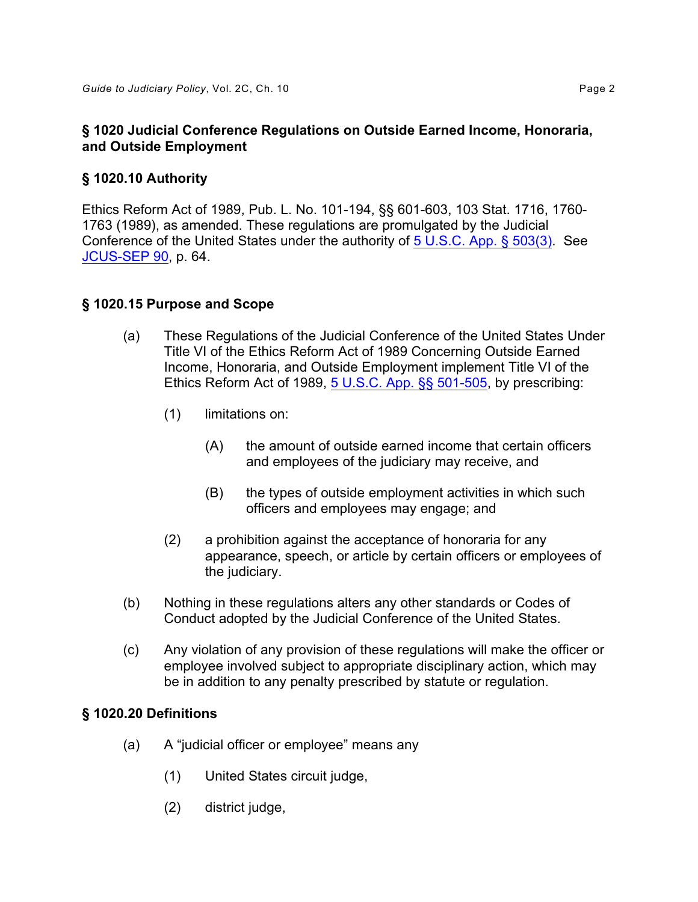## § 1020 Judicial Conference Regulations on Outside Earned Income, Honoraria, and Outside Employment

### § 1020.10 Authority

Ethics Reform Act of 1989, Pub. L. No. 101-194, §§ 601-603, 103 Stat. 1716, 1760-1763 (1989), as amended. These regulations are promulgated by the Judicial Conference of the United States under the authority of 5 U.S.C. App. § 503(3). See JCUS-SEP 90, p. 64.

### § 1020.15 Purpose and Scope

(a) These Regulations of the Judicial Conference of the United States Under Title VI of the Ethics Reform Act of 1989 Concerning Outside Earned Income, Honoraria, and Outside Employment implement Title VI of the Ethics Reform Act of 1989, 5 U.S.C. App. §§ 501-505, by prescribing:

  (1) limitations on:

    (A) the amount of outside earned income that certain officers and employees of the judiciary may receive, and

    (B) the types of outside employment activities in which such officers and employees may engage; and

  (2) a prohibition against the acceptance of honoraria for any appearance, speech, or article by certain officers or employees of the judiciary.

(b) Nothing in these regulations alters any other standards or Codes of Conduct adopted by the Judicial Conference of the United States.

(c) Any violation of any provision of these regulations will make the officer or employee involved subject to appropriate disciplinary action, which may be in addition to any penalty prescribed by statute or regulation.

### § 1020.20 Definitions

(a) A “judicial officer or employee” means any

  (1) United States circuit judge,

  (2) district judge,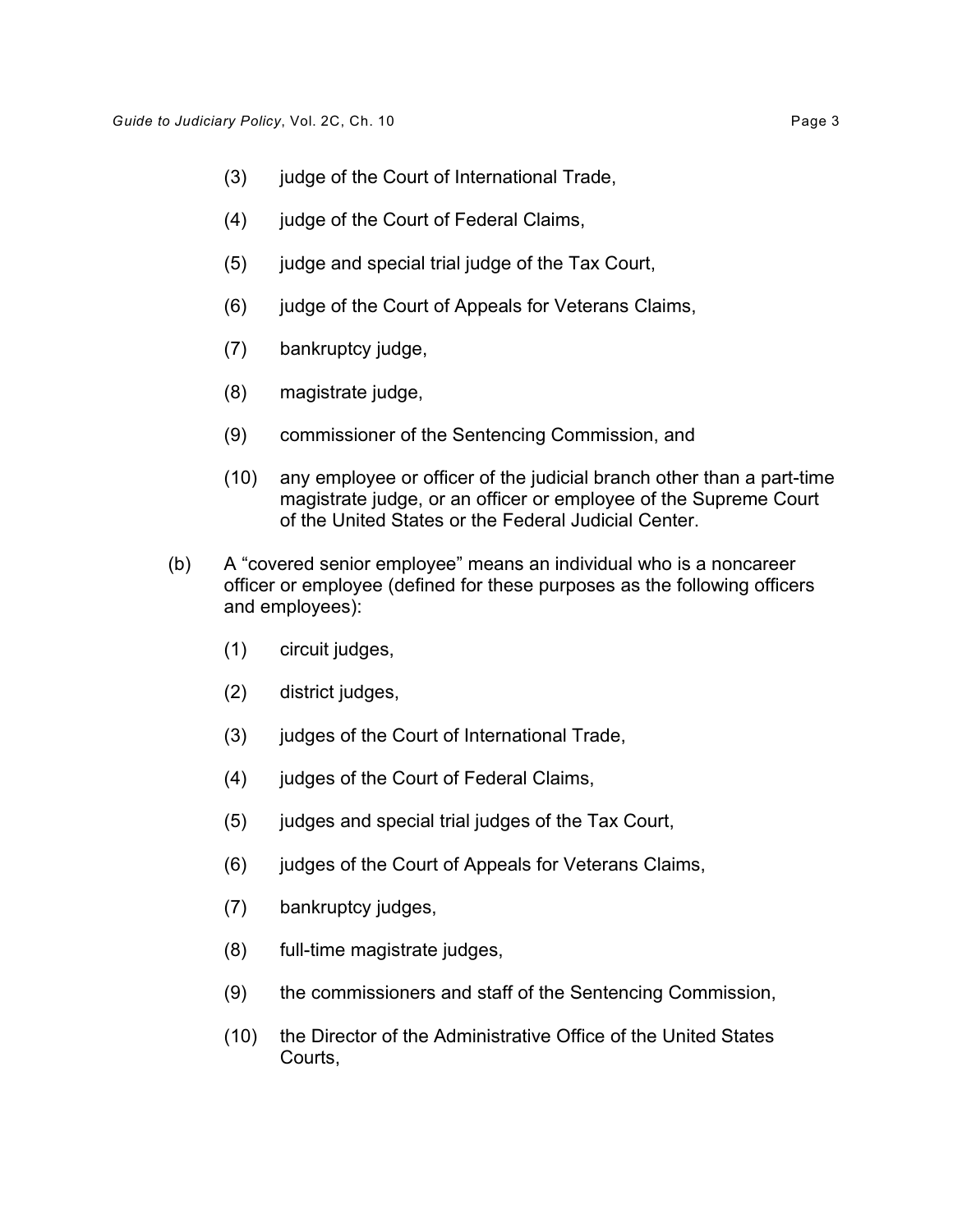(3) judge of the Court of International Trade,

(4) judge of the Court of Federal Claims,

(5) judge and special trial judge of the Tax Court,

(6) judge of the Court of Appeals for Veterans Claims,

(7) bankruptcy judge,

(8) magistrate judge,

(9) commissioner of the Sentencing Commission, and

(10) any employee or officer of the judicial branch other than a part-time magistrate judge, or an officer or employee of the Supreme Court of the United States or the Federal Judicial Center.

(b) A "covered senior employee" means an individual who is a noncareer officer or employee (defined for these purposes as the following officers and employees):

(1) circuit judges,

(2) district judges,

(3) judges of the Court of International Trade,

(4) judges of the Court of Federal Claims,

(5) judges and special trial judges of the Tax Court,

(6) judges of the Court of Appeals for Veterans Claims,

(7) bankruptcy judges,

(8) full-time magistrate judges,

(9) the commissioners and staff of the Sentencing Commission,

(10) the Director of the Administrative Office of the United States Courts,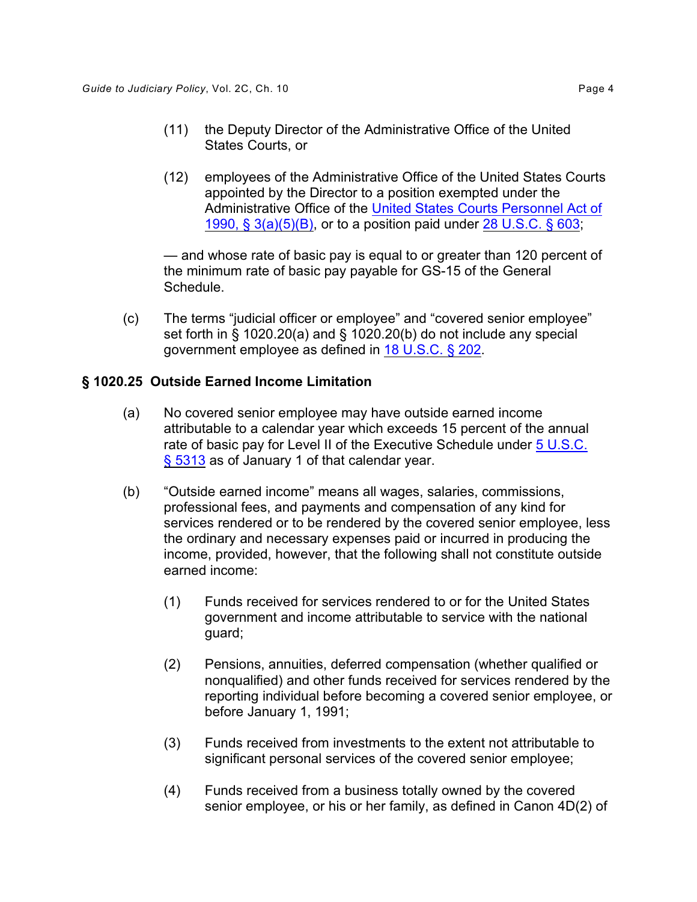(11) the Deputy Director of the Administrative Office of the United States Courts, or

(12) employees of the Administrative Office of the United States Courts appointed by the Director to a position exempted under the Administrative Office of the United States Courts Personnel Act of 1990, § 3(a)(5)(B), or to a position paid under 28 U.S.C. § 603;

— and whose rate of basic pay is equal to or greater than 120 percent of the minimum rate of basic pay payable for GS-15 of the General Schedule.

(c) The terms "judicial officer or employee" and "covered senior employee" set forth in § 1020.20(a) and § 1020.20(b) do not include any special government employee as defined in 18 U.S.C. § 202.

### § 1020.25 Outside Earned Income Limitation

(a) No covered senior employee may have outside earned income attributable to a calendar year which exceeds 15 percent of the annual rate of basic pay for Level II of the Executive Schedule under 5 U.S.C. § 5313 as of January 1 of that calendar year.

(b) "Outside earned income" means all wages, salaries, commissions, professional fees, and payments and compensation of any kind for services rendered or to be rendered by the covered senior employee, less the ordinary and necessary expenses paid or incurred in producing the income, provided, however, that the following shall not constitute outside earned income:

(1) Funds received for services rendered to or for the United States government and income attributable to service with the national guard;

(2) Pensions, annuities, deferred compensation (whether qualified or nonqualified) and other funds received for services rendered by the reporting individual before becoming a covered senior employee, or before January 1, 1991;

(3) Funds received from investments to the extent not attributable to significant personal services of the covered senior employee;

(4) Funds received from a business totally owned by the covered senior employee, or his or her family, as defined in Canon 4D(2) of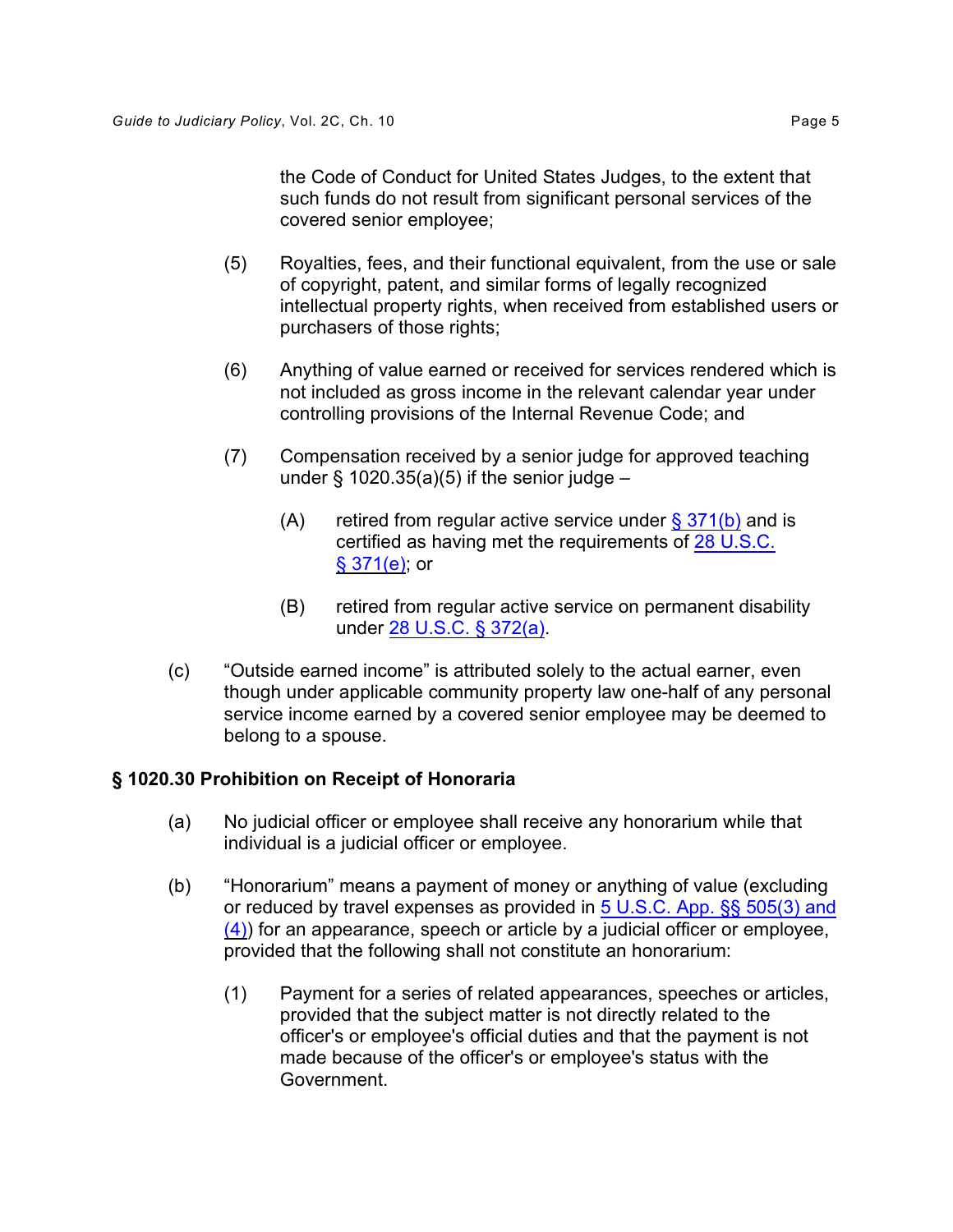the Code of Conduct for United States Judges, to the extent that such funds do not result from significant personal services of the covered senior employee;

(5) Royalties, fees, and their functional equivalent, from the use or sale of copyright, patent, and similar forms of legally recognized intellectual property rights, when received from established users or purchasers of those rights;

(6) Anything of value earned or received for services rendered which is not included as gross income in the relevant calendar year under controlling provisions of the Internal Revenue Code; and

(7) Compensation received by a senior judge for approved teaching under § 1020.35(a)(5) if the senior judge –

(A) retired from regular active service under § 371(b) and is certified as having met the requirements of 28 U.S.C. § 371(e); or

(B) retired from regular active service on permanent disability under 28 U.S.C. § 372(a).

(c) "Outside earned income" is attributed solely to the actual earner, even though under applicable community property law one-half of any personal service income earned by a covered senior employee may be deemed to belong to a spouse.

### § 1020.30 Prohibition on Receipt of Honoraria

(a) No judicial officer or employee shall receive any honorarium while that individual is a judicial officer or employee.

(b) "Honorarium" means a payment of money or anything of value (excluding or reduced by travel expenses as provided in 5 U.S.C. App. §§ 505(3) and (4)) for an appearance, speech or article by a judicial officer or employee, provided that the following shall not constitute an honorarium:

(1) Payment for a series of related appearances, speeches or articles, provided that the subject matter is not directly related to the officer's or employee's official duties and that the payment is not made because of the officer's or employee's status with the Government.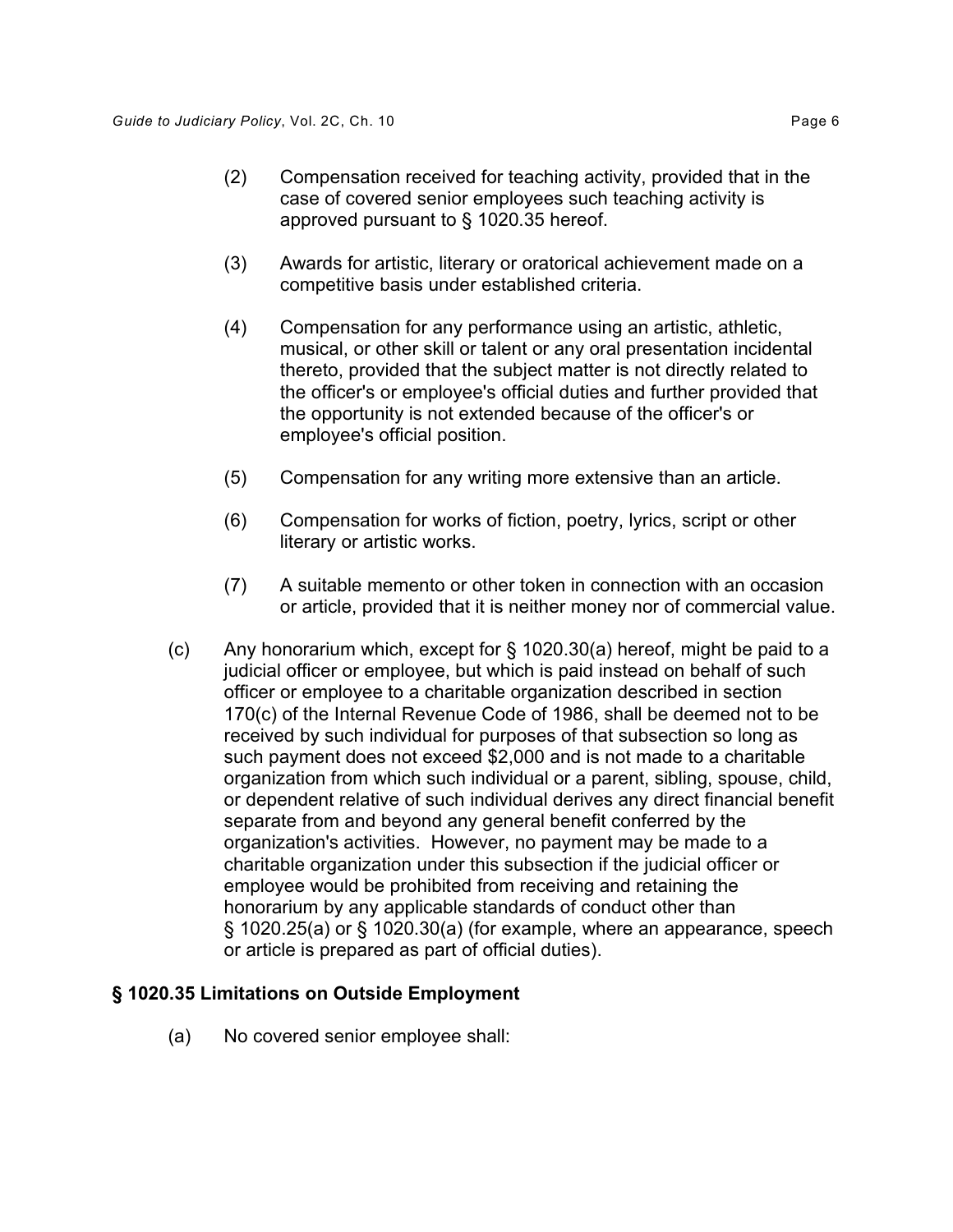(2) Compensation received for teaching activity, provided that in the case of covered senior employees such teaching activity is approved pursuant to § 1020.35 hereof.

(3) Awards for artistic, literary or oratorical achievement made on a competitive basis under established criteria.

(4) Compensation for any performance using an artistic, athletic, musical, or other skill or talent or any oral presentation incidental thereto, provided that the subject matter is not directly related to the officer's or employee's official duties and further provided that the opportunity is not extended because of the officer's or employee's official position.

(5) Compensation for any writing more extensive than an article.

(6) Compensation for works of fiction, poetry, lyrics, script or other literary or artistic works.

(7) A suitable memento or other token in connection with an occasion or article, provided that it is neither money nor of commercial value.

(c) Any honorarium which, except for § 1020.30(a) hereof, might be paid to a judicial officer or employee, but which is paid instead on behalf of such officer or employee to a charitable organization described in section 170(c) of the Internal Revenue Code of 1986, shall be deemed not to be received by such individual for purposes of that subsection so long as such payment does not exceed $2,000 and is not made to a charitable organization from which such individual or a parent, sibling, spouse, child, or dependent relative of such individual derives any direct financial benefit separate from and beyond any general benefit conferred by the organization's activities. However, no payment may be made to a charitable organization under this subsection if the judicial officer or employee would be prohibited from receiving and retaining the honorarium by any applicable standards of conduct other than § 1020.25(a) or § 1020.30(a) (for example, where an appearance, speech or article is prepared as part of official duties).

### § 1020.35 Limitations on Outside Employment

(a) No covered senior employee shall: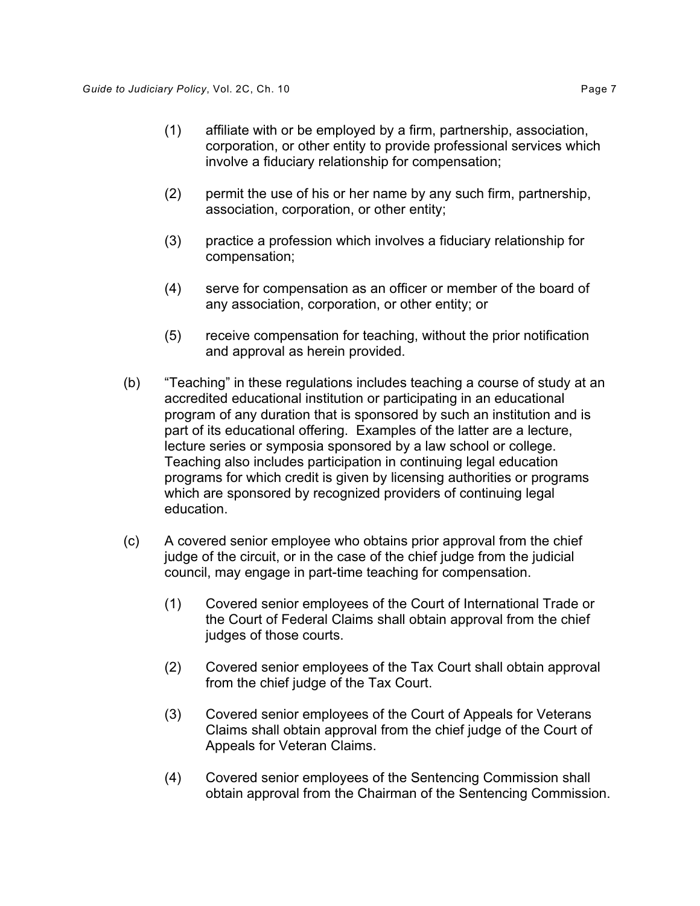(1) affiliate with or be employed by a firm, partnership, association, corporation, or other entity to provide professional services which involve a fiduciary relationship for compensation;

(2) permit the use of his or her name by any such firm, partnership, association, corporation, or other entity;

(3) practice a profession which involves a fiduciary relationship for compensation;

(4) serve for compensation as an officer or member of the board of any association, corporation, or other entity; or

(5) receive compensation for teaching, without the prior notification and approval as herein provided.

(b) "Teaching" in these regulations includes teaching a course of study at an accredited educational institution or participating in an educational program of any duration that is sponsored by such an institution and is part of its educational offering. Examples of the latter are a lecture, lecture series or symposia sponsored by a law school or college. Teaching also includes participation in continuing legal education programs for which credit is given by licensing authorities or programs which are sponsored by recognized providers of continuing legal education.

(c) A covered senior employee who obtains prior approval from the chief judge of the circuit, or in the case of the chief judge from the judicial council, may engage in part-time teaching for compensation.

(1) Covered senior employees of the Court of International Trade or the Court of Federal Claims shall obtain approval from the chief judges of those courts.

(2) Covered senior employees of the Tax Court shall obtain approval from the chief judge of the Tax Court.

(3) Covered senior employees of the Court of Appeals for Veterans Claims shall obtain approval from the chief judge of the Court of Appeals for Veteran Claims.

(4) Covered senior employees of the Sentencing Commission shall obtain approval from the Chairman of the Sentencing Commission.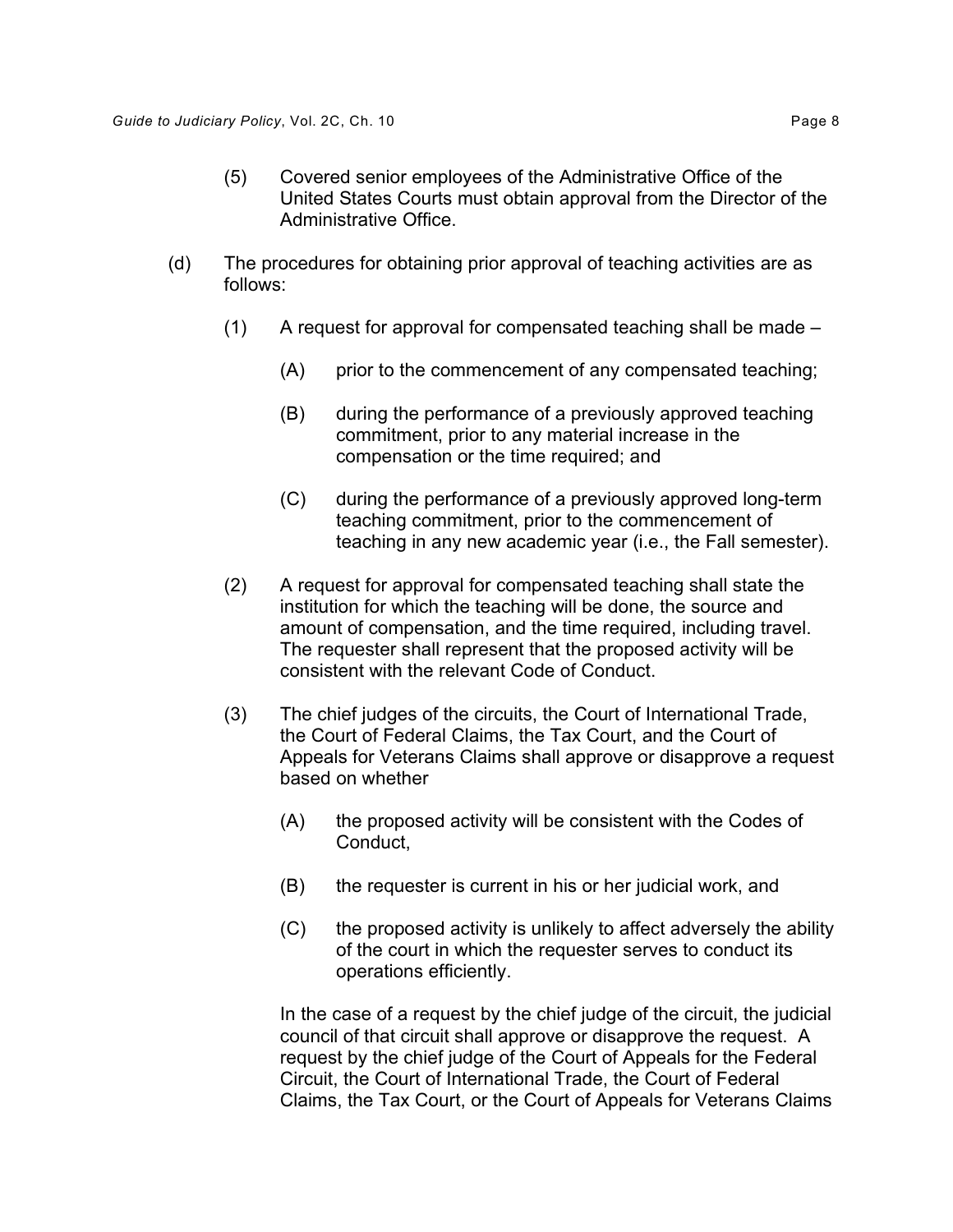(5) Covered senior employees of the Administrative Office of the United States Courts must obtain approval from the Director of the Administrative Office.

(d) The procedures for obtaining prior approval of teaching activities are as follows:

(1) A request for approval for compensated teaching shall be made –

(A) prior to the commencement of any compensated teaching;

(B) during the performance of a previously approved teaching commitment, prior to any material increase in the compensation or the time required; and

(C) during the performance of a previously approved long-term teaching commitment, prior to the commencement of teaching in any new academic year (i.e., the Fall semester).

(2) A request for approval for compensated teaching shall state the institution for which the teaching will be done, the source and amount of compensation, and the time required, including travel. The requester shall represent that the proposed activity will be consistent with the relevant Code of Conduct.

(3) The chief judges of the circuits, the Court of International Trade, the Court of Federal Claims, the Tax Court, and the Court of Appeals for Veterans Claims shall approve or disapprove a request based on whether

(A) the proposed activity will be consistent with the Codes of Conduct,

(B) the requester is current in his or her judicial work, and

(C) the proposed activity is unlikely to affect adversely the ability of the court in which the requester serves to conduct its operations efficiently.

In the case of a request by the chief judge of the circuit, the judicial council of that circuit shall approve or disapprove the request. A request by the chief judge of the Court of Appeals for the Federal Circuit, the Court of International Trade, the Court of Federal Claims, the Tax Court, or the Court of Appeals for Veterans Claims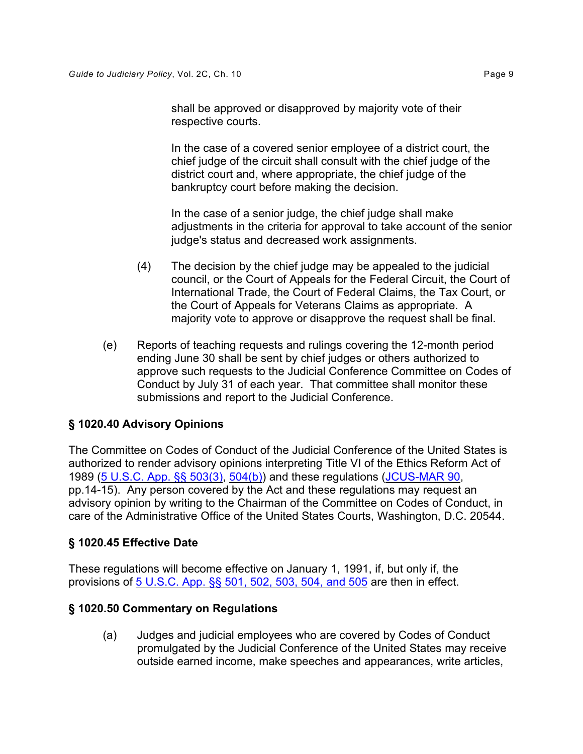shall be approved or disapproved by majority vote of their respective courts.

In the case of a covered senior employee of a district court, the chief judge of the circuit shall consult with the chief judge of the district court and, where appropriate, the chief judge of the bankruptcy court before making the decision.

In the case of a senior judge, the chief judge shall make adjustments in the criteria for approval to take account of the senior judge's status and decreased work assignments.

(4) The decision by the chief judge may be appealed to the judicial council, or the Court of Appeals for the Federal Circuit, the Court of International Trade, the Court of Federal Claims, the Tax Court, or the Court of Appeals for Veterans Claims as appropriate. A majority vote to approve or disapprove the request shall be final.

(e) Reports of teaching requests and rulings covering the 12-month period ending June 30 shall be sent by chief judges or others authorized to approve such requests to the Judicial Conference Committee on Codes of Conduct by July 31 of each year. That committee shall monitor these submissions and report to the Judicial Conference.

### § 1020.40 Advisory Opinions

The Committee on Codes of Conduct of the Judicial Conference of the United States is authorized to render advisory opinions interpreting Title VI of the Ethics Reform Act of 1989 (5 U.S.C. App. §§ 503(3), 504(b)) and these regulations (JCUS-MAR 90, pp.14-15). Any person covered by the Act and these regulations may request an advisory opinion by writing to the Chairman of the Committee on Codes of Conduct, in care of the Administrative Office of the United States Courts, Washington, D.C. 20544.

### § 1020.45 Effective Date

These regulations will become effective on January 1, 1991, if, but only if, the provisions of 5 U.S.C. App. §§ 501, 502, 503, 504, and 505 are then in effect.

### § 1020.50 Commentary on Regulations

(a) Judges and judicial employees who are covered by Codes of Conduct promulgated by the Judicial Conference of the United States may receive outside earned income, make speeches and appearances, write articles,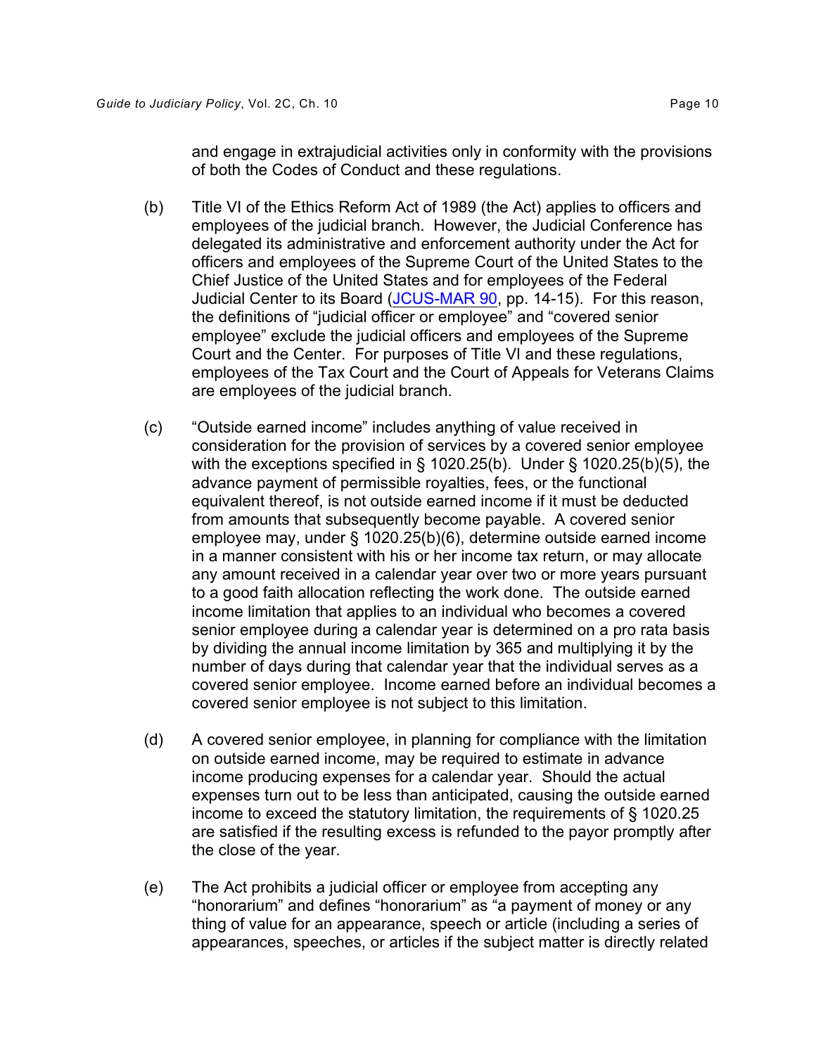and engage in extrajudicial activities only in conformity with the provisions of both the Codes of Conduct and these regulations.

(b) Title VI of the Ethics Reform Act of 1989 (the Act) applies to officers and employees of the judicial branch. However, the Judicial Conference has delegated its administrative and enforcement authority under the Act for officers and employees of the Supreme Court of the United States to the Chief Justice of the United States and for employees of the Federal Judicial Center to its Board (JCUS-MAR 90, pp. 14-15). For this reason, the definitions of "judicial officer or employee" and "covered senior employee" exclude the judicial officers and employees of the Supreme Court and the Center. For purposes of Title VI and these regulations, employees of the Tax Court and the Court of Appeals for Veterans Claims are employees of the judicial branch.

(c) "Outside earned income" includes anything of value received in consideration for the provision of services by a covered senior employee with the exceptions specified in § 1020.25(b). Under § 1020.25(b)(5), the advance payment of permissible royalties, fees, or the functional equivalent thereof, is not outside earned income if it must be deducted from amounts that subsequently become payable. A covered senior employee may, under § 1020.25(b)(6), determine outside earned income in a manner consistent with his or her income tax return, or may allocate any amount received in a calendar year over two or more years pursuant to a good faith allocation reflecting the work done. The outside earned income limitation that applies to an individual who becomes a covered senior employee during a calendar year is determined on a pro rata basis by dividing the annual income limitation by 365 and multiplying it by the number of days during that calendar year that the individual serves as a covered senior employee. Income earned before an individual becomes a covered senior employee is not subject to this limitation.

(d) A covered senior employee, in planning for compliance with the limitation on outside earned income, may be required to estimate in advance income producing expenses for a calendar year. Should the actual expenses turn out to be less than anticipated, causing the outside earned income to exceed the statutory limitation, the requirements of § 1020.25 are satisfied if the resulting excess is refunded to the payor promptly after the close of the year.

(e) The Act prohibits a judicial officer or employee from accepting any "honorarium" and defines "honorarium" as "a payment of money or any thing of value for an appearance, speech or article (including a series of appearances, speeches, or articles if the subject matter is directly related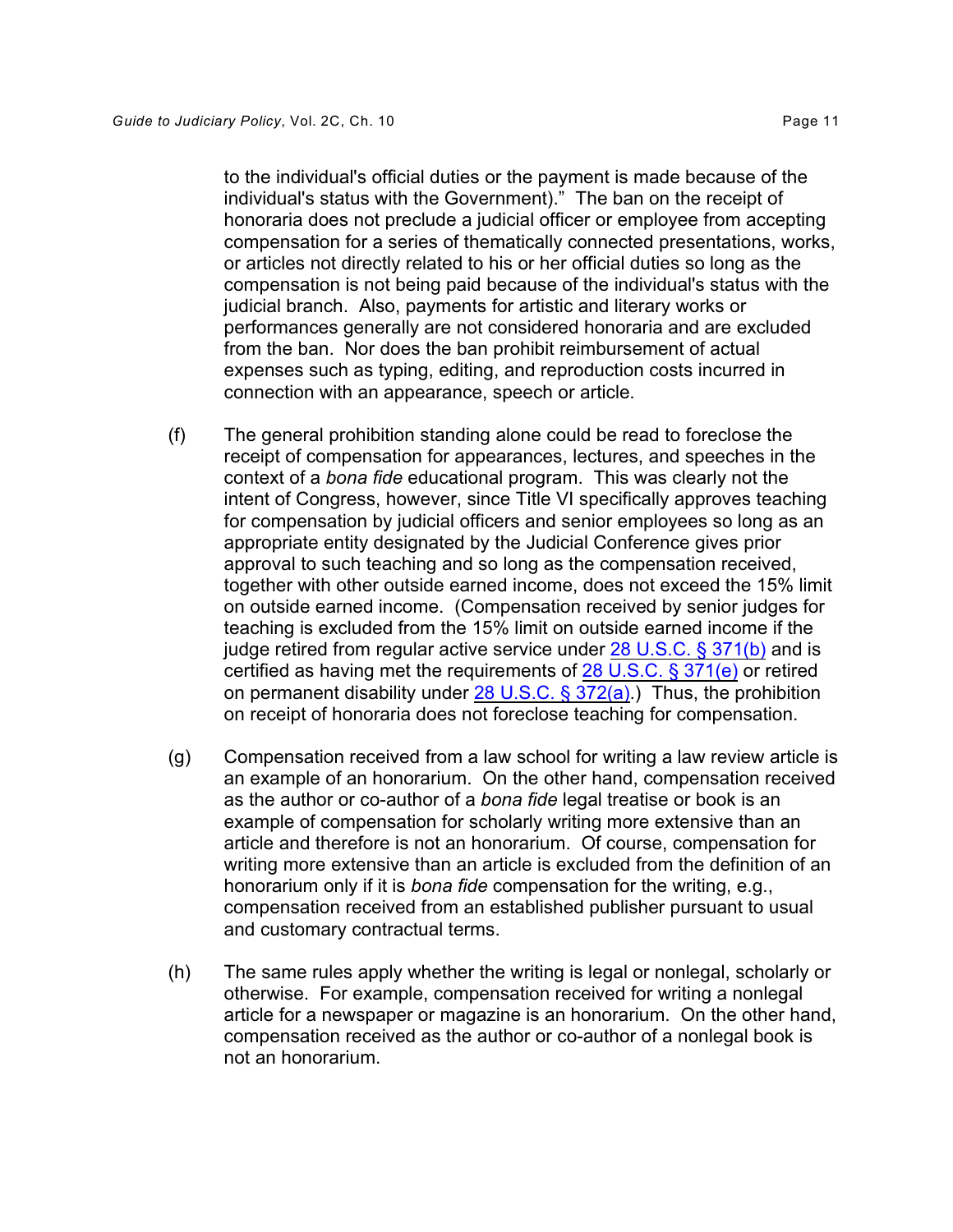to the individual's official duties or the payment is made because of the individual's status with the Government)." The ban on the receipt of honoraria does not preclude a judicial officer or employee from accepting compensation for a series of thematically connected presentations, works, or articles not directly related to his or her official duties so long as the compensation is not being paid because of the individual's status with the judicial branch. Also, payments for artistic and literary works or performances generally are not considered honoraria and are excluded from the ban. Nor does the ban prohibit reimbursement of actual expenses such as typing, editing, and reproduction costs incurred in connection with an appearance, speech or article.

(f) The general prohibition standing alone could be read to foreclose the receipt of compensation for appearances, lectures, and speeches in the context of a *bona fide* educational program. This was clearly not the intent of Congress, however, since Title VI specifically approves teaching for compensation by judicial officers and senior employees so long as an appropriate entity designated by the Judicial Conference gives prior approval to such teaching and so long as the compensation received, together with other outside earned income, does not exceed the 15% limit on outside earned income. (Compensation received by senior judges for teaching is excluded from the 15% limit on outside earned income if the judge retired from regular active service under 28 U.S.C. § 371(b) and is certified as having met the requirements of 28 U.S.C. § 371(e) or retired on permanent disability under 28 U.S.C. § 372(a).) Thus, the prohibition on receipt of honoraria does not foreclose teaching for compensation.

(g) Compensation received from a law school for writing a law review article is an example of an honorarium. On the other hand, compensation received as the author or co-author of a *bona fide* legal treatise or book is an example of compensation for scholarly writing more extensive than an article and therefore is not an honorarium. Of course, compensation for writing more extensive than an article is excluded from the definition of an honorarium only if it is *bona fide* compensation for the writing, e.g., compensation received from an established publisher pursuant to usual and customary contractual terms.

(h) The same rules apply whether the writing is legal or nonlegal, scholarly or otherwise. For example, compensation received for writing a nonlegal article for a newspaper or magazine is an honorarium. On the other hand, compensation received as the author or co-author of a nonlegal book is not an honorarium.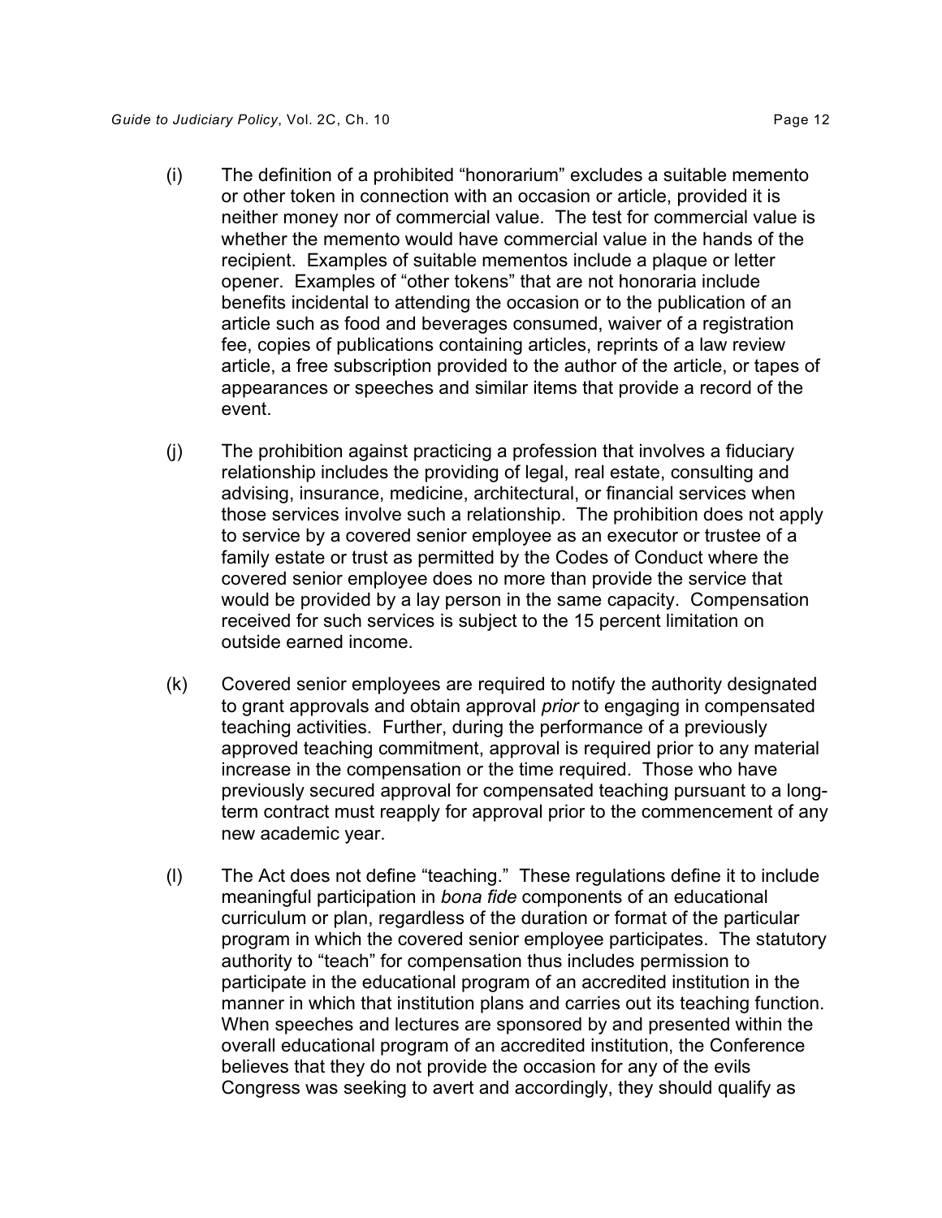(i) The definition of a prohibited "honorarium" excludes a suitable memento or other token in connection with an occasion or article, provided it is neither money nor of commercial value. The test for commercial value is whether the memento would have commercial value in the hands of the recipient. Examples of suitable mementos include a plaque or letter opener. Examples of "other tokens" that are not honoraria include benefits incidental to attending the occasion or to the publication of an article such as food and beverages consumed, waiver of a registration fee, copies of publications containing articles, reprints of a law review article, a free subscription provided to the author of the article, or tapes of appearances or speeches and similar items that provide a record of the event.

(j) The prohibition against practicing a profession that involves a fiduciary relationship includes the providing of legal, real estate, consulting and advising, insurance, medicine, architectural, or financial services when those services involve such a relationship. The prohibition does not apply to service by a covered senior employee as an executor or trustee of a family estate or trust as permitted by the Codes of Conduct where the covered senior employee does no more than provide the service that would be provided by a lay person in the same capacity. Compensation received for such services is subject to the 15 percent limitation on outside earned income.

(k) Covered senior employees are required to notify the authority designated to grant approvals and obtain approval *prior* to engaging in compensated teaching activities. Further, during the performance of a previously approved teaching commitment, approval is required prior to any material increase in the compensation or the time required. Those who have previously secured approval for compensated teaching pursuant to a long-term contract must reapply for approval prior to the commencement of any new academic year.

(l) The Act does not define "teaching." These regulations define it to include meaningful participation in *bona fide* components of an educational curriculum or plan, regardless of the duration or format of the particular program in which the covered senior employee participates. The statutory authority to "teach" for compensation thus includes permission to participate in the educational program of an accredited institution in the manner in which that institution plans and carries out its teaching function. When speeches and lectures are sponsored by and presented within the overall educational program of an accredited institution, the Conference believes that they do not provide the occasion for any of the evils Congress was seeking to avert and accordingly, they should qualify as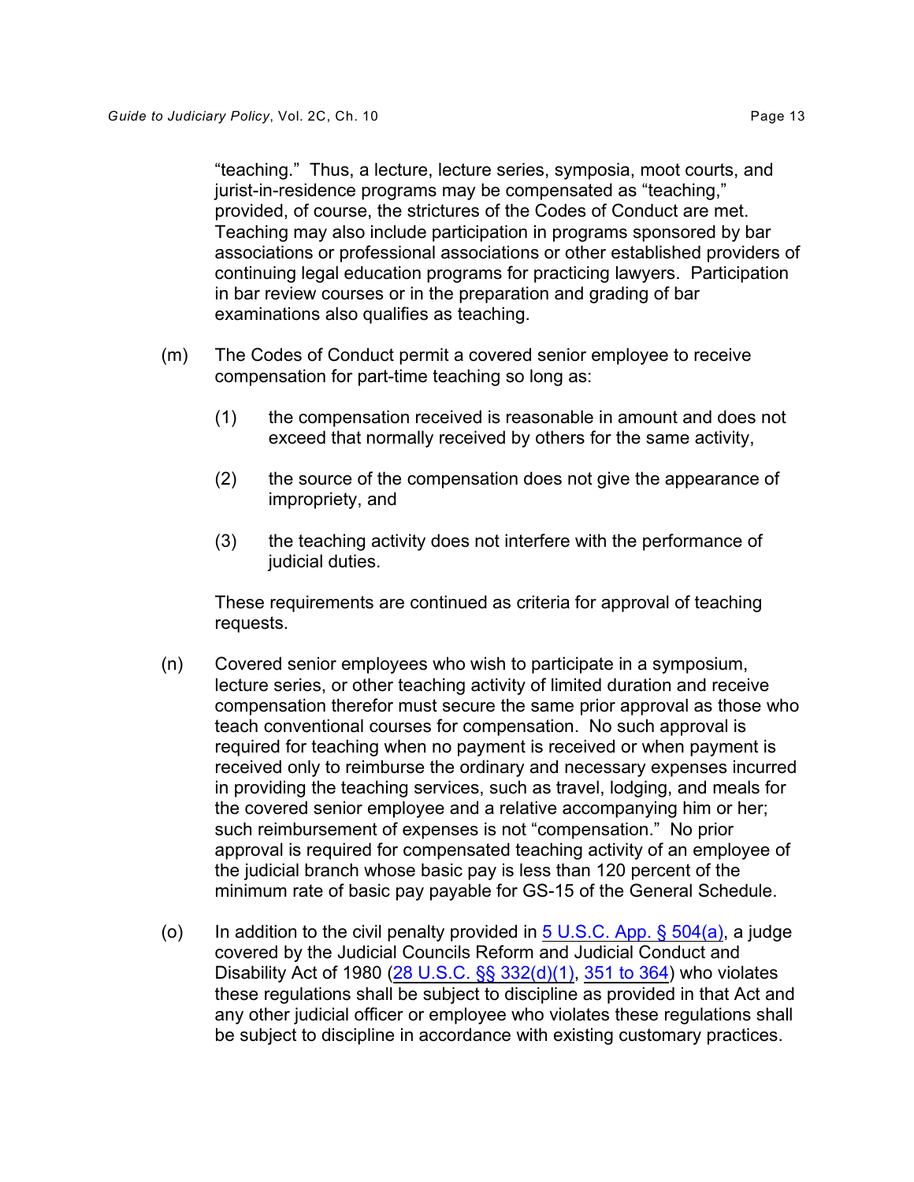"teaching." Thus, a lecture, lecture series, symposia, moot courts, and jurist-in-residence programs may be compensated as "teaching," provided, of course, the strictures of the Codes of Conduct are met. Teaching may also include participation in programs sponsored by bar associations or professional associations or other established providers of continuing legal education programs for practicing lawyers. Participation in bar review courses or in the preparation and grading of bar examinations also qualifies as teaching.

(m) The Codes of Conduct permit a covered senior employee to receive compensation for part-time teaching so long as:

(1) the compensation received is reasonable in amount and does not exceed that normally received by others for the same activity,

(2) the source of the compensation does not give the appearance of impropriety, and

(3) the teaching activity does not interfere with the performance of judicial duties.

These requirements are continued as criteria for approval of teaching requests.

(n) Covered senior employees who wish to participate in a symposium, lecture series, or other teaching activity of limited duration and receive compensation therefor must secure the same prior approval as those who teach conventional courses for compensation. No such approval is required for teaching when no payment is received or when payment is received only to reimburse the ordinary and necessary expenses incurred in providing the teaching services, such as travel, lodging, and meals for the covered senior employee and a relative accompanying him or her; such reimbursement of expenses is not "compensation." No prior approval is required for compensated teaching activity of an employee of the judicial branch whose basic pay is less than 120 percent of the minimum rate of basic pay payable for GS-15 of the General Schedule.

(o) In addition to the civil penalty provided in 5 U.S.C. App. § 504(a), a judge covered by the Judicial Councils Reform and Judicial Conduct and Disability Act of 1980 (28 U.S.C. §§ 332(d)(1), 351 to 364) who violates these regulations shall be subject to discipline as provided in that Act and any other judicial officer or employee who violates these regulations shall be subject to discipline in accordance with existing customary practices.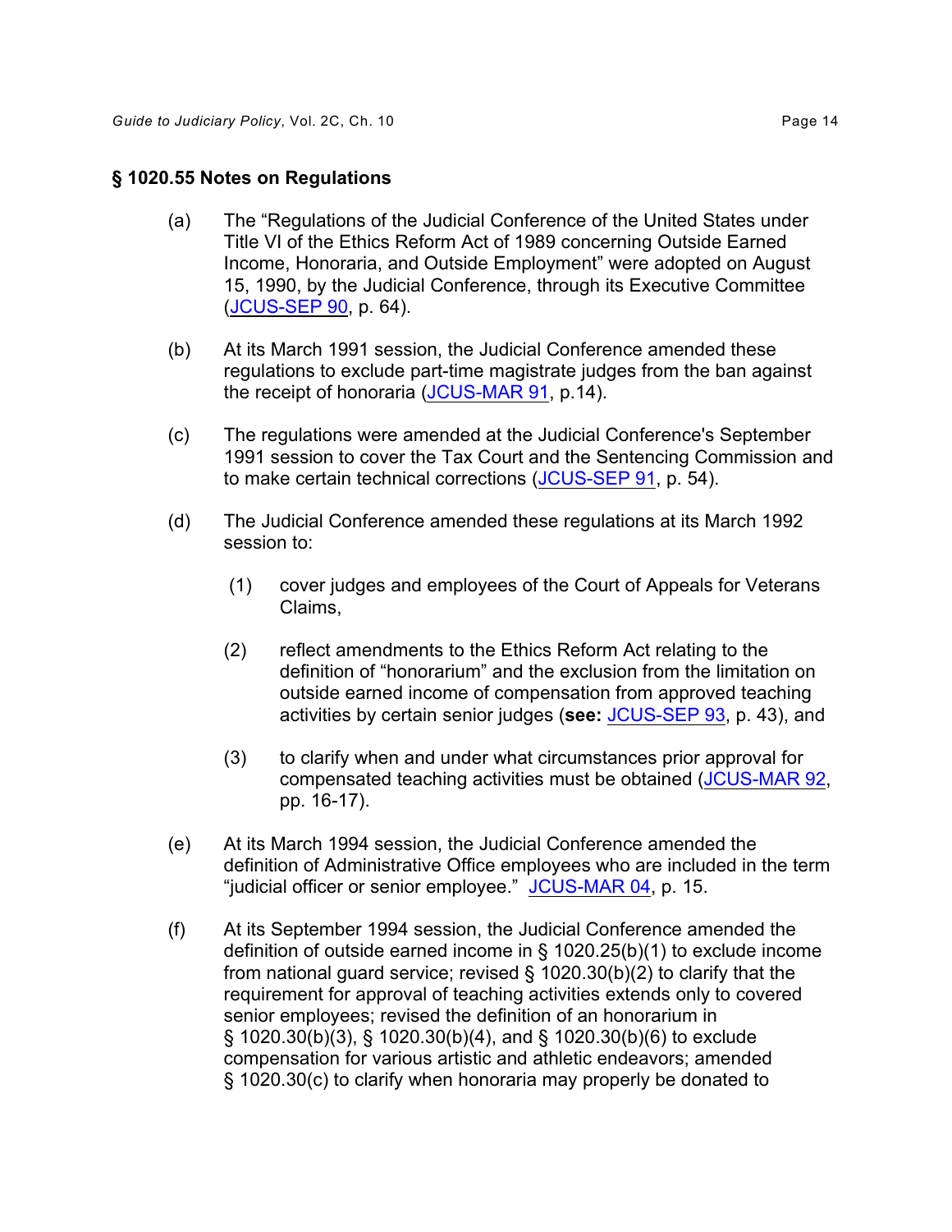## § 1020.55 Notes on Regulations

(a) The "Regulations of the Judicial Conference of the United States under Title VI of the Ethics Reform Act of 1989 concerning Outside Earned Income, Honoraria, and Outside Employment" were adopted on August 15, 1990, by the Judicial Conference, through its Executive Committee (JCUS-SEP 90, p. 64).

(b) At its March 1991 session, the Judicial Conference amended these regulations to exclude part-time magistrate judges from the ban against the receipt of honoraria (JCUS-MAR 91, p.14).

(c) The regulations were amended at the Judicial Conference's September 1991 session to cover the Tax Court and the Sentencing Commission and to make certain technical corrections (JCUS-SEP 91, p. 54).

(d) The Judicial Conference amended these regulations at its March 1992 session to:

   (1) cover judges and employees of the Court of Appeals for Veterans Claims,

   (2) reflect amendments to the Ethics Reform Act relating to the definition of "honorarium" and the exclusion from the limitation on outside earned income of compensation from approved teaching activities by certain senior judges (**see:** JCUS-SEP 93, p. 43), and

   (3) to clarify when and under what circumstances prior approval for compensated teaching activities must be obtained (JCUS-MAR 92, pp. 16-17).

(e) At its March 1994 session, the Judicial Conference amended the definition of Administrative Office employees who are included in the term "judicial officer or senior employee." JCUS-MAR 04, p. 15.

(f) At its September 1994 session, the Judicial Conference amended the definition of outside earned income in § 1020.25(b)(1) to exclude income from national guard service; revised § 1020.30(b)(2) to clarify that the requirement for approval of teaching activities extends only to covered senior employees; revised the definition of an honorarium in § 1020.30(b)(3), § 1020.30(b)(4), and § 1020.30(b)(6) to exclude compensation for various artistic and athletic endeavors; amended § 1020.30(c) to clarify when honoraria may properly be donated to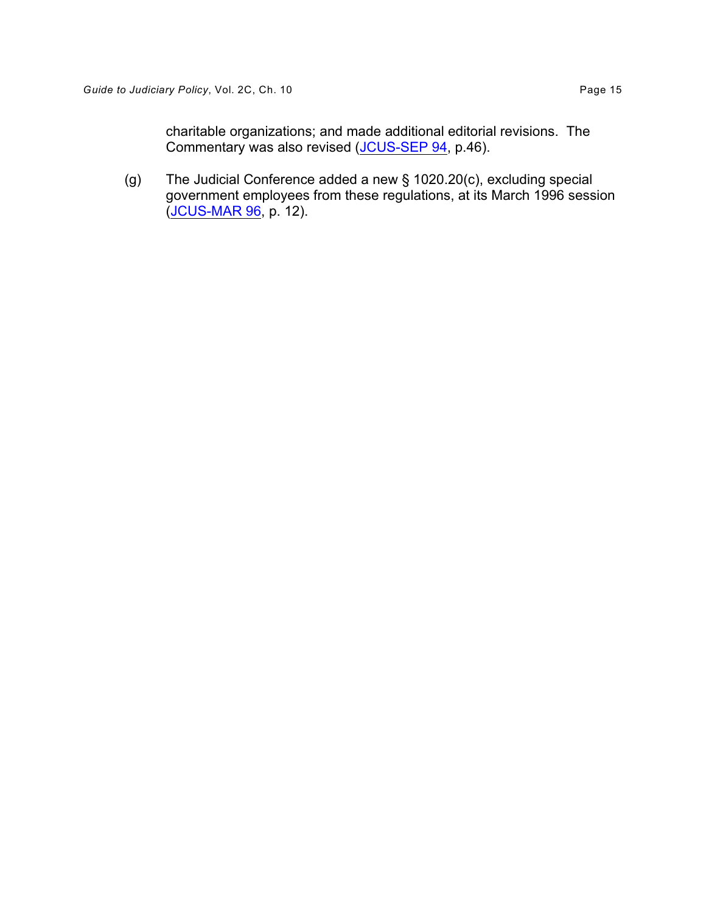charitable organizations; and made additional editorial revisions. The Commentary was also revised (JCUS-SEP 94, p.46).

(g) The Judicial Conference added a new § 1020.20(c), excluding special government employees from these regulations, at its March 1996 session (JCUS-MAR 96, p. 12).